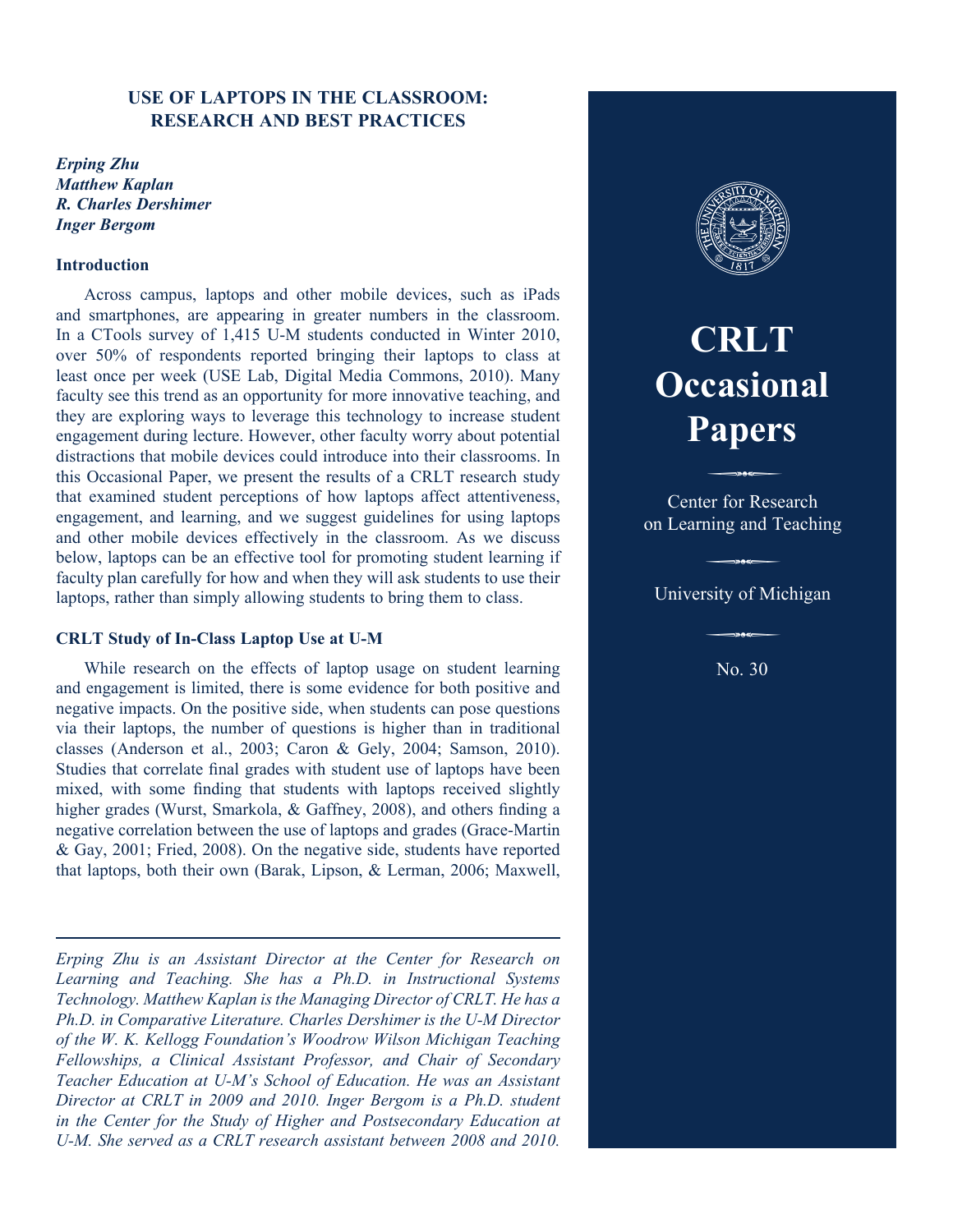# USE OF LAPTOPS IN THE CLASSROOM: RESEARCH AND BEST PRACTICES

*Erping Zhu*
*Matthew Kaplan*
*R. Charles Dershimer*
*Inger Bergom*

**CRLT Occasional Papers**

Center for Research on Learning and Teaching

University of Michigan

No. 30

## Introduction

Across campus, laptops and other mobile devices, such as iPads and smartphones, are appearing in greater numbers in the classroom. In a CTools survey of 1,415 U-M students conducted in Winter 2010, over 50% of respondents reported bringing their laptops to class at least once per week (USE Lab, Digital Media Commons, 2010). Many faculty see this trend as an opportunity for more innovative teaching, and they are exploring ways to leverage this technology to increase student engagement during lecture. However, other faculty worry about potential distractions that mobile devices could introduce into their classrooms. In this Occasional Paper, we present the results of a CRLT research study that examined student perceptions of how laptops affect attentiveness, engagement, and learning, and we suggest guidelines for using laptops and other mobile devices effectively in the classroom. As we discuss below, laptops can be an effective tool for promoting student learning if faculty plan carefully for how and when they will ask students to use their laptops, rather than simply allowing students to bring them to class.

## CRLT Study of In-Class Laptop Use at U-M

While research on the effects of laptop usage on student learning and engagement is limited, there is some evidence for both positive and negative impacts. On the positive side, when students can pose questions via their laptops, the number of questions is higher than in traditional classes (Anderson et al., 2003; Caron & Gely, 2004; Samson, 2010). Studies that correlate final grades with student use of laptops have been mixed, with some finding that students with laptops received slightly higher grades (Wurst, Smarkola, & Gaffney, 2008), and others finding a negative correlation between the use of laptops and grades (Grace-Martin & Gay, 2001; Fried, 2008). On the negative side, students have reported that laptops, both their own (Barak, Lipson, & Lerman, 2006; Maxwell,

---

*Erping Zhu is an Assistant Director at the Center for Research on Learning and Teaching. She has a Ph.D. in Instructional Systems Technology. Matthew Kaplan is the Managing Director of CRLT. He has a Ph.D. in Comparative Literature. Charles Dershimer is the U-M Director of the W. K. Kellogg Foundation's Woodrow Wilson Michigan Teaching Fellowships, a Clinical Assistant Professor, and Chair of Secondary Teacher Education at U-M's School of Education. He was an Assistant Director at CRLT in 2009 and 2010. Inger Bergom is a Ph.D. student in the Center for the Study of Higher and Postsecondary Education at U-M. She served as a CRLT research assistant between 2008 and 2010.*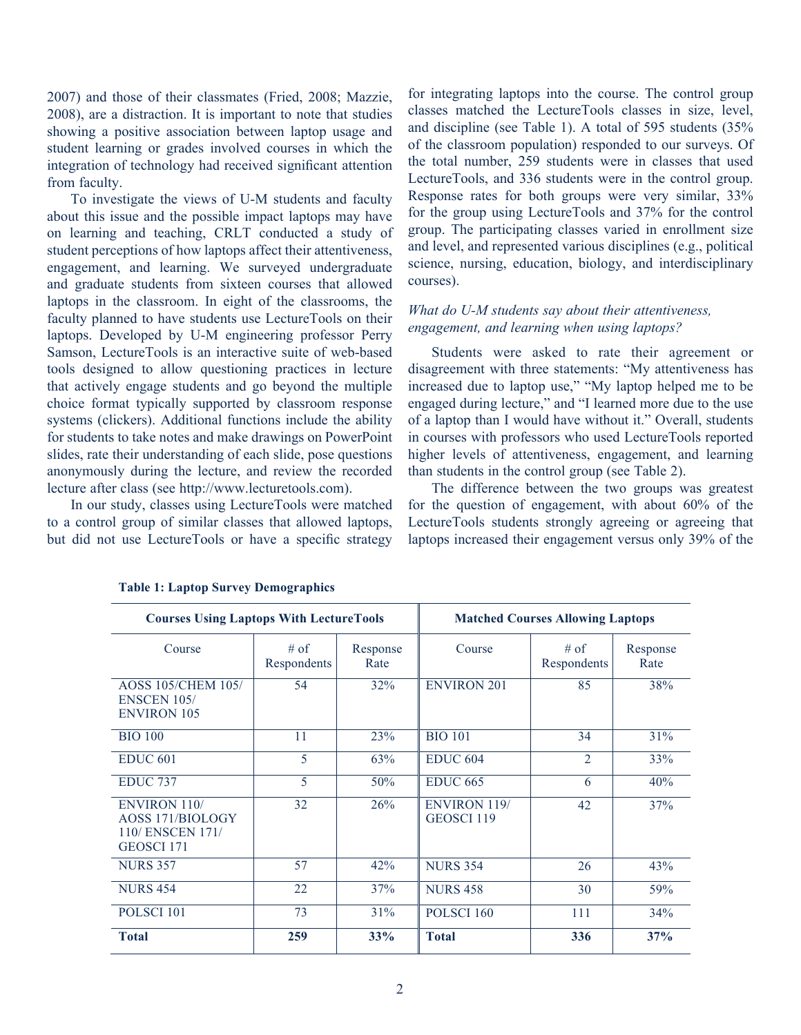2007) and those of their classmates (Fried, 2008; Mazzie, 2008), are a distraction. It is important to note that studies showing a positive association between laptop usage and student learning or grades involved courses in which the integration of technology had received significant attention from faculty.

To investigate the views of U-M students and faculty about this issue and the possible impact laptops may have on learning and teaching, CRLT conducted a study of student perceptions of how laptops affect their attentiveness, engagement, and learning. We surveyed undergraduate and graduate students from sixteen courses that allowed laptops in the classroom. In eight of the classrooms, the faculty planned to have students use LectureTools on their laptops. Developed by U-M engineering professor Perry Samson, LectureTools is an interactive suite of web-based tools designed to allow questioning practices in lecture that actively engage students and go beyond the multiple choice format typically supported by classroom response systems (clickers). Additional functions include the ability for students to take notes and make drawings on PowerPoint slides, rate their understanding of each slide, pose questions anonymously during the lecture, and review the recorded lecture after class (see http://www.lecturetools.com).

In our study, classes using LectureTools were matched to a control group of similar classes that allowed laptops, but did not use LectureTools or have a specific strategy for integrating laptops into the course. The control group classes matched the LectureTools classes in size, level, and discipline (see Table 1). A total of 595 students (35% of the classroom population) responded to our surveys. Of the total number, 259 students were in classes that used LectureTools, and 336 students were in the control group. Response rates for both groups were very similar, 33% for the group using LectureTools and 37% for the control group. The participating classes varied in enrollment size and level, and represented various disciplines (e.g., political science, nursing, education, biology, and interdisciplinary courses).

*What do U-M students say about their attentiveness, engagement, and learning when using laptops?*

Students were asked to rate their agreement or disagreement with three statements: "My attentiveness has increased due to laptop use," "My laptop helped me to be engaged during lecture," and "I learned more due to the use of a laptop than I would have without it." Overall, students in courses with professors who used LectureTools reported higher levels of attentiveness, engagement, and learning than students in the control group (see Table 2).

The difference between the two groups was greatest for the question of engagement, with about 60% of the LectureTools students strongly agreeing or agreeing that laptops increased their engagement versus only 39% of the

**Table 1: Laptop Survey Demographics**

| **Courses Using Laptops With LectureTools** | | | **Matched Courses Allowing Laptops** | | |
|---|---|---|---|---|---|
| Course | # of Respondents | Response Rate | Course | # of Respondents | Response Rate |
| AOSS 105/CHEM 105/ ENSCEN 105/ ENVIRON 105 | 54 | 32% | ENVIRON 201 | 85 | 38% |
| BIO 100 | 11 | 23% | BIO 101 | 34 | 31% |
| EDUC 601 | 5 | 63% | EDUC 604 | 2 | 33% |
| EDUC 737 | 5 | 50% | EDUC 665 | 6 | 40% |
| ENVIRON 110/ AOSS 171/BIOLOGY 110/ ENSCEN 171/ GEOSCI 171 | 32 | 26% | ENVIRON 119/ GEOSCI 119 | 42 | 37% |
| NURS 357 | 57 | 42% | NURS 354 | 26 | 43% |
| NURS 454 | 22 | 37% | NURS 458 | 30 | 59% |
| POLSCI 101 | 73 | 31% | POLSCI 160 | 111 | 34% |
| **Total** | **259** | **33%** | **Total** | **336** | **37%** |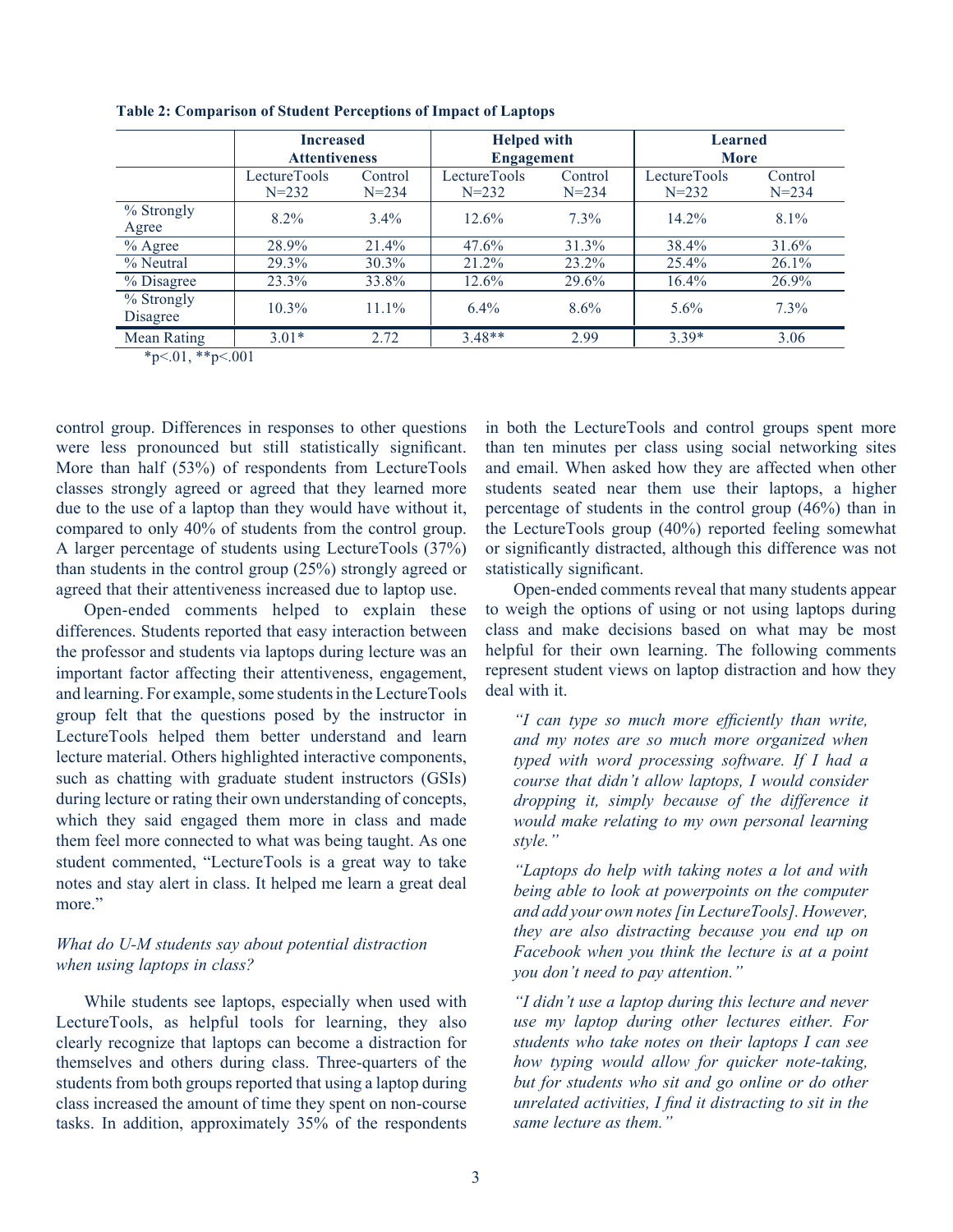**Table 2: Comparison of Student Perceptions of Impact of Laptops**

| | Increased Attentiveness | | Helped with Engagement | | Learned More | |
|---|---|---|---|---|---|---|
| | LectureTools N=232 | Control N=234 | LectureTools N=232 | Control N=234 | LectureTools N=232 | Control N=234 |
| % Strongly Agree | 8.2% | 3.4% | 12.6% | 7.3% | 14.2% | 8.1% |
| % Agree | 28.9% | 21.4% | 47.6% | 31.3% | 38.4% | 31.6% |
| % Neutral | 29.3% | 30.3% | 21.2% | 23.2% | 25.4% | 26.1% |
| % Disagree | 23.3% | 33.8% | 12.6% | 29.6% | 16.4% | 26.9% |
| % Strongly Disagree | 10.3% | 11.1% | 6.4% | 8.6% | 5.6% | 7.3% |
| Mean Rating | 3.01* | 2.72 | 3.48** | 2.99 | 3.39* | 3.06 |

*p<.01, **p<.001

control group. Differences in responses to other questions were less pronounced but still statistically significant. More than half (53%) of respondents from LectureTools classes strongly agreed or agreed that they learned more due to the use of a laptop than they would have without it, compared to only 40% of students from the control group. A larger percentage of students using LectureTools (37%) than students in the control group (25%) strongly agreed or agreed that their attentiveness increased due to laptop use.

Open-ended comments helped to explain these differences. Students reported that easy interaction between the professor and students via laptops during lecture was an important factor affecting their attentiveness, engagement, and learning. For example, some students in the LectureTools group felt that the questions posed by the instructor in LectureTools helped them better understand and learn lecture material. Others highlighted interactive components, such as chatting with graduate student instructors (GSIs) during lecture or rating their own understanding of concepts, which they said engaged them more in class and made them feel more connected to what was being taught. As one student commented, "LectureTools is a great way to take notes and stay alert in class. It helped me learn a great deal more."

### *What do U-M students say about potential distraction when using laptops in class?*

While students see laptops, especially when used with LectureTools, as helpful tools for learning, they also clearly recognize that laptops can become a distraction for themselves and others during class. Three-quarters of the students from both groups reported that using a laptop during class increased the amount of time they spent on non-course tasks. In addition, approximately 35% of the respondents in both the LectureTools and control groups spent more than ten minutes per class using social networking sites and email. When asked how they are affected when other students seated near them use their laptops, a higher percentage of students in the control group (46%) than in the LectureTools group (40%) reported feeling somewhat or significantly distracted, although this difference was not statistically significant.

Open-ended comments reveal that many students appear to weigh the options of using or not using laptops during class and make decisions based on what may be most helpful for their own learning. The following comments represent student views on laptop distraction and how they deal with it.

> *"I can type so much more efficiently than write, and my notes are so much more organized when typed with word processing software. If I had a course that didn't allow laptops, I would consider dropping it, simply because of the difference it would make relating to my own personal learning style."*

> *"Laptops do help with taking notes a lot and with being able to look at powerpoints on the computer and add your own notes [in LectureTools]. However, they are also distracting because you end up on Facebook when you think the lecture is at a point you don't need to pay attention."*

> *"I didn't use a laptop during this lecture and never use my laptop during other lectures either. For students who take notes on their laptops I can see how typing would allow for quicker note-taking, but for students who sit and go online or do other unrelated activities, I find it distracting to sit in the same lecture as them."*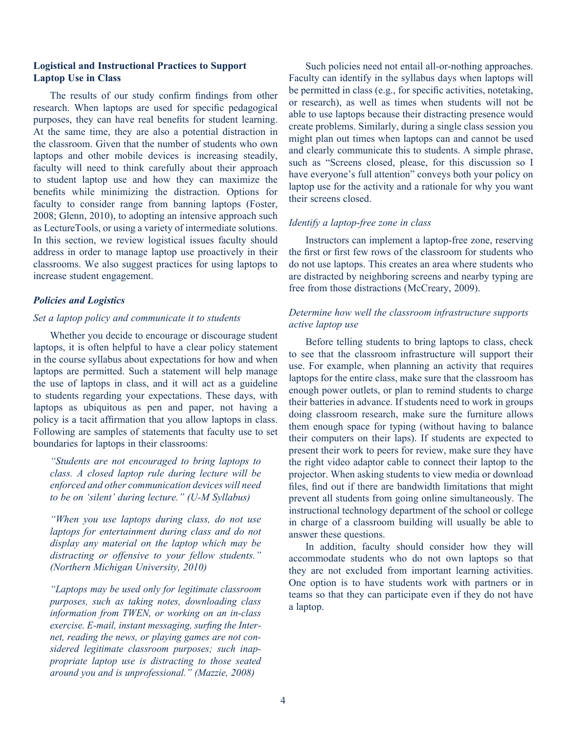## Logistical and Instructional Practices to Support Laptop Use in Class

The results of our study confirm findings from other research. When laptops are used for specific pedagogical purposes, they can have real benefits for student learning. At the same time, they are also a potential distraction in the classroom. Given that the number of students who own laptops and other mobile devices is increasing steadily, faculty will need to think carefully about their approach to student laptop use and how they can maximize the benefits while minimizing the distraction. Options for faculty to consider range from banning laptops (Foster, 2008; Glenn, 2010), to adopting an intensive approach such as LectureTools, or using a variety of intermediate solutions. In this section, we review logistical issues faculty should address in order to manage laptop use proactively in their classrooms. We also suggest practices for using laptops to increase student engagement.

### *Policies and Logistics*

*Set a laptop policy and communicate it to students*

Whether you decide to encourage or discourage student laptops, it is often helpful to have a clear policy statement in the course syllabus about expectations for how and when laptops are permitted. Such a statement will help manage the use of laptops in class, and it will act as a guideline to students regarding your expectations. These days, with laptops as ubiquitous as pen and paper, not having a policy is a tacit affirmation that you allow laptops in class. Following are samples of statements that faculty use to set boundaries for laptops in their classrooms:

> *"Students are not encouraged to bring laptops to class. A closed laptop rule during lecture will be enforced and other communication devices will need to be on 'silent' during lecture." (U-M Syllabus)*

> *"When you use laptops during class, do not use laptops for entertainment during class and do not display any material on the laptop which may be distracting or offensive to your fellow students." (Northern Michigan University, 2010)*

> *"Laptops may be used only for legitimate classroom purposes, such as taking notes, downloading class information from TWEN, or working on an in-class exercise. E-mail, instant messaging, surfing the Internet, reading the news, or playing games are not considered legitimate classroom purposes; such inappropriate laptop use is distracting to those seated around you and is unprofessional." (Mazzie, 2008)*

Such policies need not entail all-or-nothing approaches. Faculty can identify in the syllabus days when laptops will be permitted in class (e.g., for specific activities, notetaking, or research), as well as times when students will not be able to use laptops because their distracting presence would create problems. Similarly, during a single class session you might plan out times when laptops can and cannot be used and clearly communicate this to students. A simple phrase, such as "Screens closed, please, for this discussion so I have everyone's full attention" conveys both your policy on laptop use for the activity and a rationale for why you want their screens closed.

*Identify a laptop-free zone in class*

Instructors can implement a laptop-free zone, reserving the first or first few rows of the classroom for students who do not use laptops. This creates an area where students who are distracted by neighboring screens and nearby typing are free from those distractions (McCreary, 2009).

*Determine how well the classroom infrastructure supports active laptop use*

Before telling students to bring laptops to class, check to see that the classroom infrastructure will support their use. For example, when planning an activity that requires laptops for the entire class, make sure that the classroom has enough power outlets, or plan to remind students to charge their batteries in advance. If students need to work in groups doing classroom research, make sure the furniture allows them enough space for typing (without having to balance their computers on their laps). If students are expected to present their work to peers for review, make sure they have the right video adaptor cable to connect their laptop to the projector. When asking students to view media or download files, find out if there are bandwidth limitations that might prevent all students from going online simultaneously. The instructional technology department of the school or college in charge of a classroom building will usually be able to answer these questions.

In addition, faculty should consider how they will accommodate students who do not own laptops so that they are not excluded from important learning activities. One option is to have students work with partners or in teams so that they can participate even if they do not have a laptop.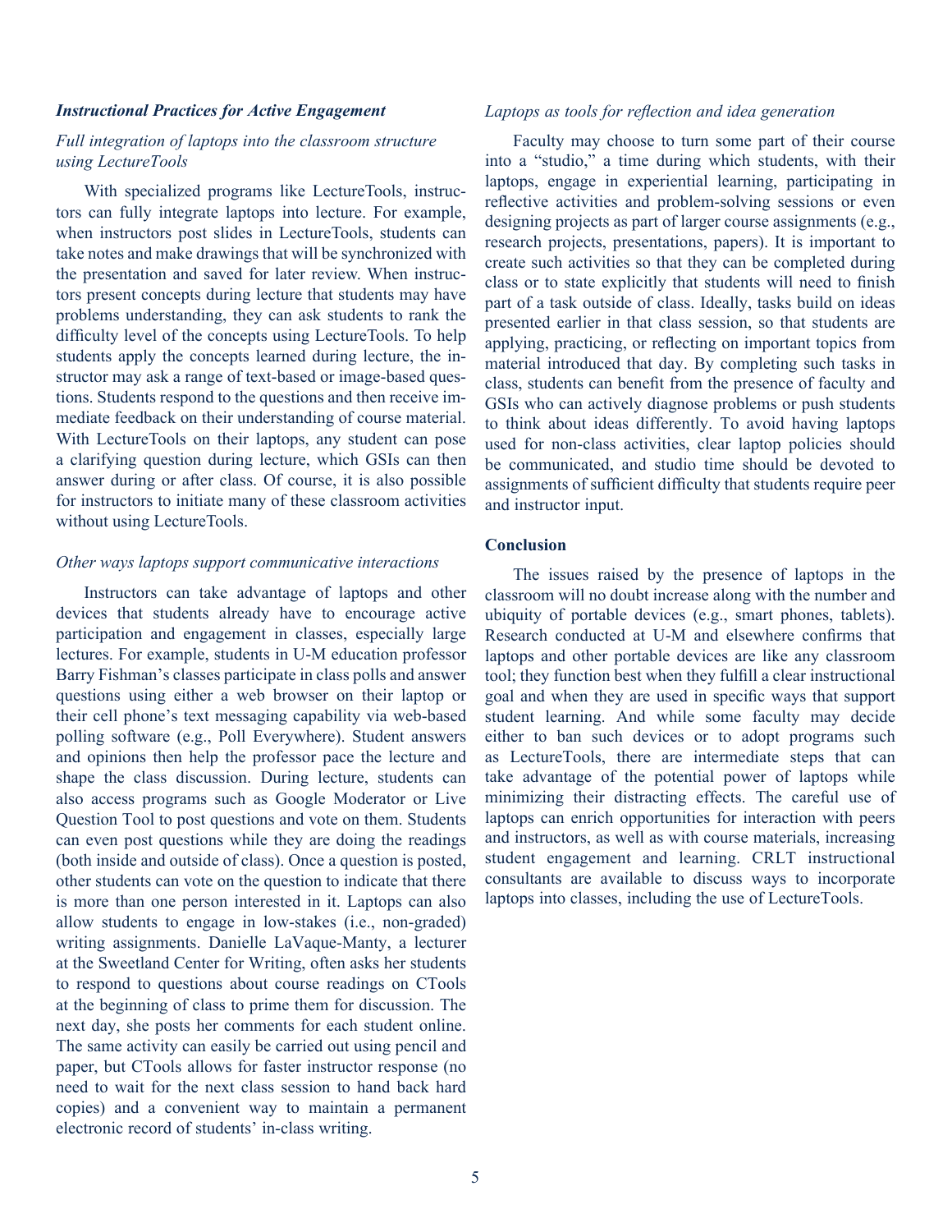### ***Instructional Practices for Active Engagement***

*Full integration of laptops into the classroom structure using LectureTools*

With specialized programs like LectureTools, instructors can fully integrate laptops into lecture. For example, when instructors post slides in LectureTools, students can take notes and make drawings that will be synchronized with the presentation and saved for later review. When instructors present concepts during lecture that students may have problems understanding, they can ask students to rank the difficulty level of the concepts using LectureTools. To help students apply the concepts learned during lecture, the instructor may ask a range of text-based or image-based questions. Students respond to the questions and then receive immediate feedback on their understanding of course material. With LectureTools on their laptops, any student can pose a clarifying question during lecture, which GSIs can then answer during or after class. Of course, it is also possible for instructors to initiate many of these classroom activities without using LectureTools.

*Other ways laptops support communicative interactions*

Instructors can take advantage of laptops and other devices that students already have to encourage active participation and engagement in classes, especially large lectures. For example, students in U-M education professor Barry Fishman's classes participate in class polls and answer questions using either a web browser on their laptop or their cell phone's text messaging capability via web-based polling software (e.g., Poll Everywhere). Student answers and opinions then help the professor pace the lecture and shape the class discussion. During lecture, students can also access programs such as Google Moderator or Live Question Tool to post questions and vote on them. Students can even post questions while they are doing the readings (both inside and outside of class). Once a question is posted, other students can vote on the question to indicate that there is more than one person interested in it. Laptops can also allow students to engage in low-stakes (i.e., non-graded) writing assignments. Danielle LaVaque-Manty, a lecturer at the Sweetland Center for Writing, often asks her students to respond to questions about course readings on CTools at the beginning of class to prime them for discussion. The next day, she posts her comments for each student online. The same activity can easily be carried out using pencil and paper, but CTools allows for faster instructor response (no need to wait for the next class session to hand back hard copies) and a convenient way to maintain a permanent electronic record of students' in-class writing.

*Laptops as tools for reflection and idea generation*

Faculty may choose to turn some part of their course into a "studio," a time during which students, with their laptops, engage in experiential learning, participating in reflective activities and problem-solving sessions or even designing projects as part of larger course assignments (e.g., research projects, presentations, papers). It is important to create such activities so that they can be completed during class or to state explicitly that students will need to finish part of a task outside of class. Ideally, tasks build on ideas presented earlier in that class session, so that students are applying, practicing, or reflecting on important topics from material introduced that day. By completing such tasks in class, students can benefit from the presence of faculty and GSIs who can actively diagnose problems or push students to think about ideas differently. To avoid having laptops used for non-class activities, clear laptop policies should be communicated, and studio time should be devoted to assignments of sufficient difficulty that students require peer and instructor input.

### **Conclusion**

The issues raised by the presence of laptops in the classroom will no doubt increase along with the number and ubiquity of portable devices (e.g., smart phones, tablets). Research conducted at U-M and elsewhere confirms that laptops and other portable devices are like any classroom tool; they function best when they fulfill a clear instructional goal and when they are used in specific ways that support student learning. And while some faculty may decide either to ban such devices or to adopt programs such as LectureTools, there are intermediate steps that can take advantage of the potential power of laptops while minimizing their distracting effects. The careful use of laptops can enrich opportunities for interaction with peers and instructors, as well as with course materials, increasing student engagement and learning. CRLT instructional consultants are available to discuss ways to incorporate laptops into classes, including the use of LectureTools.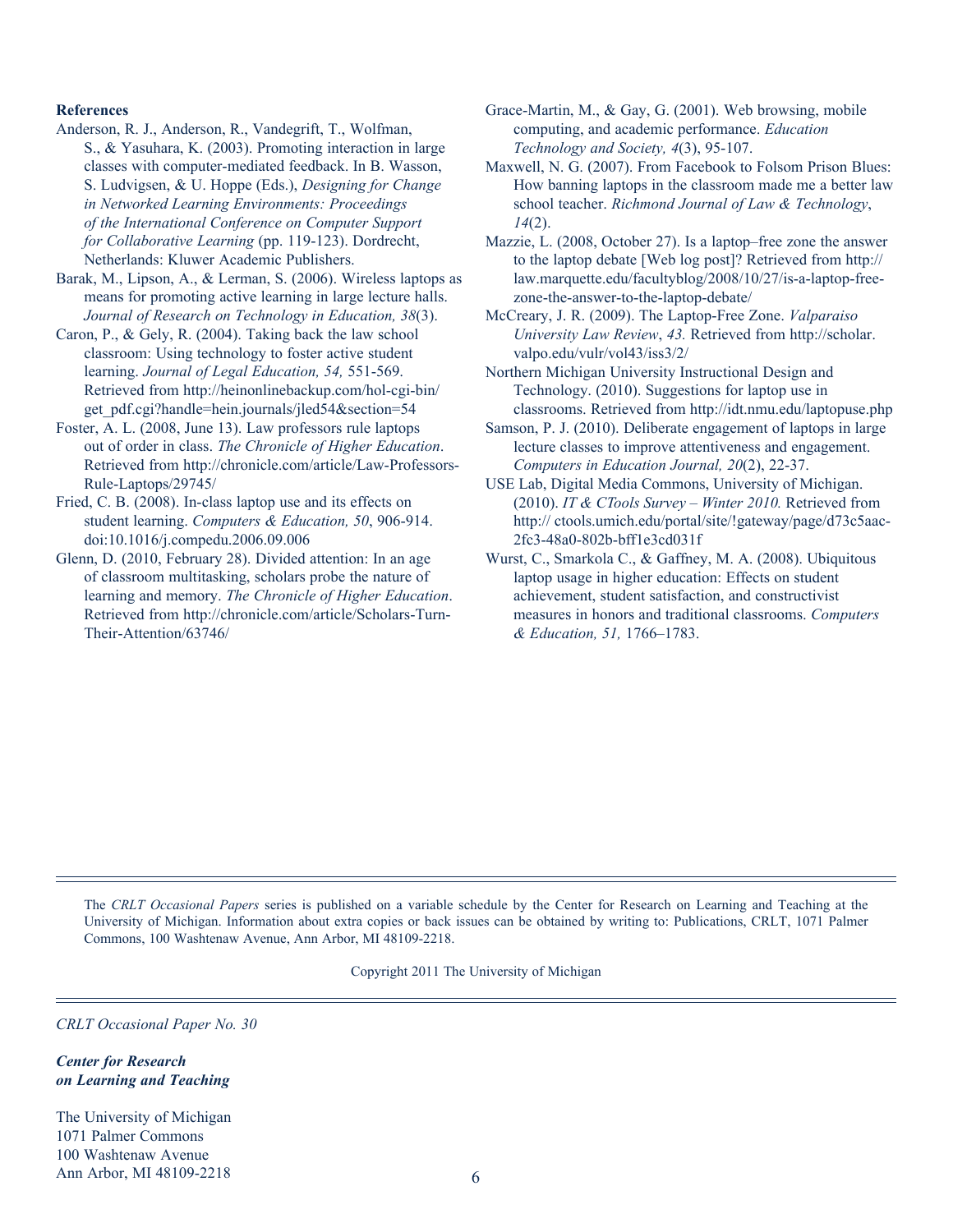**References**

Anderson, R. J., Anderson, R., Vandegrift, T., Wolfman, S., & Yasuhara, K. (2003). Promoting interaction in large classes with computer-mediated feedback. In B. Wasson, S. Ludvigsen, & U. Hoppe (Eds.), *Designing for Change in Networked Learning Environments: Proceedings of the International Conference on Computer Support for Collaborative Learning* (pp. 119-123). Dordrecht, Netherlands: Kluwer Academic Publishers.

Barak, M., Lipson, A., & Lerman, S. (2006). Wireless laptops as means for promoting active learning in large lecture halls. *Journal of Research on Technology in Education, 38*(3).

Caron, P., & Gely, R. (2004). Taking back the law school classroom: Using technology to foster active student learning. *Journal of Legal Education, 54,* 551-569. Retrieved from http://heinonlinebackup.com/hol-cgi-bin/get_pdf.cgi?handle=hein.journals/jled54&section=54

Foster, A. L. (2008, June 13). Law professors rule laptops out of order in class. *The Chronicle of Higher Education*. Retrieved from http://chronicle.com/article/Law-Professors-Rule-Laptops/29745/

Fried, C. B. (2008). In-class laptop use and its effects on student learning. *Computers & Education, 50*, 906-914. doi:10.1016/j.compedu.2006.09.006

Glenn, D. (2010, February 28). Divided attention: In an age of classroom multitasking, scholars probe the nature of learning and memory. *The Chronicle of Higher Education*. Retrieved from http://chronicle.com/article/Scholars-Turn-Their-Attention/63746/

Grace-Martin, M., & Gay, G. (2001). Web browsing, mobile computing, and academic performance. *Education Technology and Society, 4*(3), 95-107.

Maxwell, N. G. (2007). From Facebook to Folsom Prison Blues: How banning laptops in the classroom made me a better law school teacher. *Richmond Journal of Law & Technology*, *14*(2).

Mazzie, L. (2008, October 27). Is a laptop–free zone the answer to the laptop debate [Web log post]? Retrieved from http://law.marquette.edu/facultyblog/2008/10/27/is-a-laptop-free-zone-the-answer-to-the-laptop-debate/

McCreary, J. R. (2009). The Laptop-Free Zone. *Valparaiso University Law Review*, *43.* Retrieved from http://scholar.valpo.edu/vulr/vol43/iss3/2/

Northern Michigan University Instructional Design and Technology. (2010). Suggestions for laptop use in classrooms. Retrieved from http://idt.nmu.edu/laptopuse.php

Samson, P. J. (2010). Deliberate engagement of laptops in large lecture classes to improve attentiveness and engagement. *Computers in Education Journal, 20*(2), 22-37.

USE Lab, Digital Media Commons, University of Michigan. (2010). *IT & CTools Survey – Winter 2010.* Retrieved from http:// ctools.umich.edu/portal/site/!gateway/page/d73c5aac-2fc3-48a0-802b-bff1e3cd031f

Wurst, C., Smarkola C., & Gaffney, M. A. (2008). Ubiquitous laptop usage in higher education: Effects on student achievement, student satisfaction, and constructivist measures in honors and traditional classrooms. *Computers & Education, 51,* 1766–1783.

---

The *CRLT Occasional Papers* series is published on a variable schedule by the Center for Research on Learning and Teaching at the University of Michigan. Information about extra copies or back issues can be obtained by writing to: Publications, CRLT, 1071 Palmer Commons, 100 Washtenaw Avenue, Ann Arbor, MI 48109-2218.

Copyright 2011 The University of Michigan

---

*CRLT Occasional Paper No. 30*

***Center for Research on Learning and Teaching***

The University of Michigan
1071 Palmer Commons
100 Washtenaw Avenue
Ann Arbor, MI 48109-2218